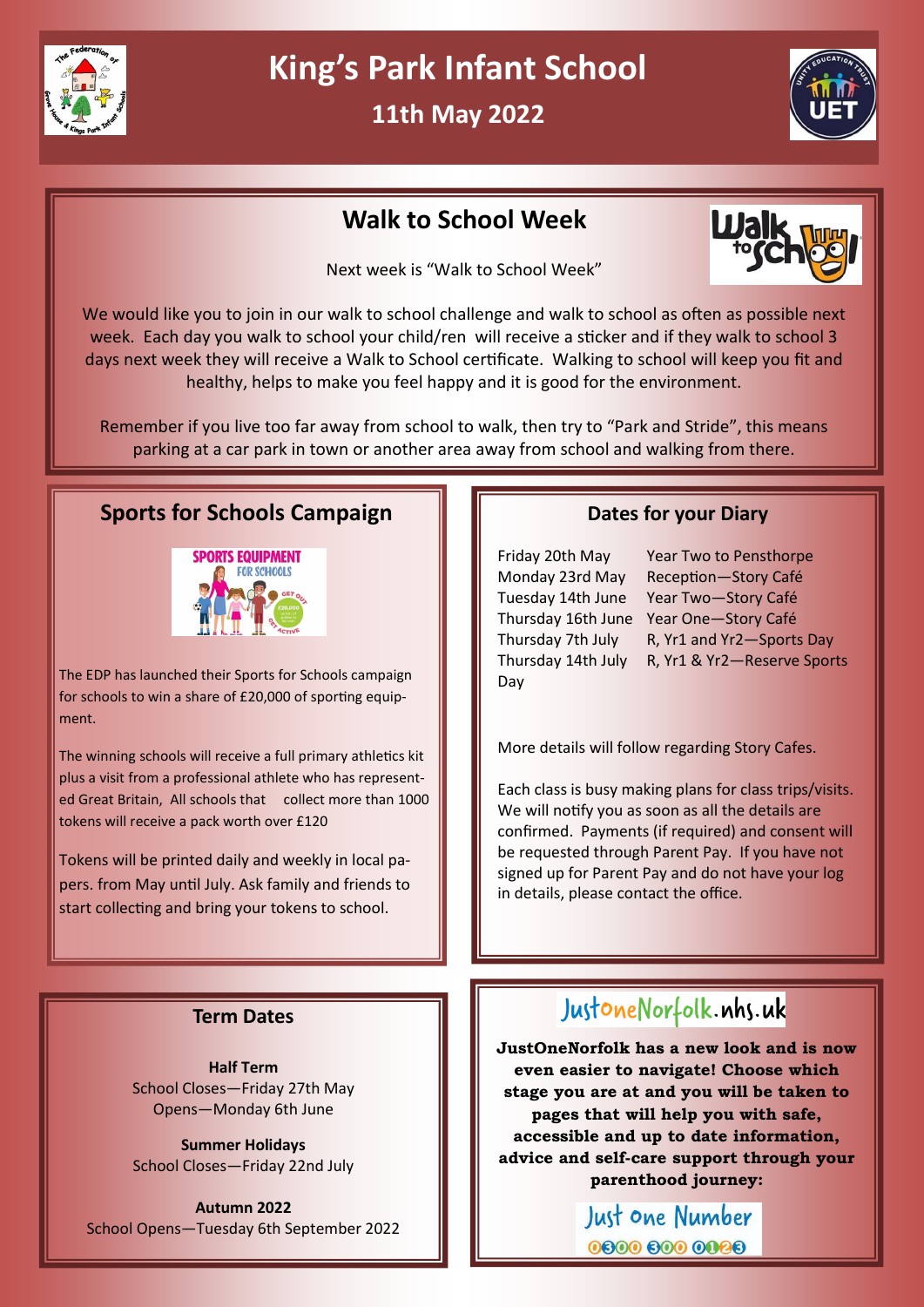# King's Park Infant School

## 11th May 2022

## Walk to School Week

Next week is "Walk to School Week"

We would like you to join in our walk to school challenge and walk to school as often as possible next week. Each day you walk to school your child/ren will receive a sticker and if they walk to school 3 days next week they will receive a Walk to School certificate. Walking to school will keep you fit and healthy, helps to make you feel happy and it is good for the environment.

Remember if you live too far away from school to walk, then try to "Park and Stride", this means parking at a car park in town or another area away from school and walking from there.

## Sports for Schools Campaign

The EDP has launched their Sports for Schools campaign for schools to win a share of £20,000 of sporting equipment.

The winning schools will receive a full primary athletics kit plus a visit from a professional athlete who has represented Great Britain, All schools that collect more than 1000 tokens will receive a pack worth over £120

Tokens will be printed daily and weekly in local papers. from May until July. Ask family and friends to start collecting and bring your tokens to school.

## Dates for your Diary

| Date | Event |
|---|---|
| Friday 20th May | Year Two to Pensthorpe |
| Monday 23rd May | Reception—Story Café |
| Tuesday 14th June | Year Two—Story Café |
| Thursday 16th June | Year One—Story Café |
| Thursday 7th July | R, Yr1 and Yr2—Sports Day |
| Thursday 14th July | R, Yr1 & Yr2—Reserve Sports Day |

More details will follow regarding Story Cafes.

Each class is busy making plans for class trips/visits. We will notify you as soon as all the details are confirmed. Payments (if required) and consent will be requested through Parent Pay. If you have not signed up for Parent Pay and do not have your log in details, please contact the office.

## Term Dates

**Half Term**
School Closes—Friday 27th May
Opens—Monday 6th June

**Summer Holidays**
School Closes—Friday 22nd July

**Autumn 2022**
School Opens—Tuesday 6th September 2022

## JustOneNorfolk.nhs.uk

**JustOneNorfolk has a new look and is now even easier to navigate! Choose which stage you are at and you will be taken to pages that will help you with safe, accessible and up to date information, advice and self-care support through your parenthood journey:**

Just One Number
0300 300 0123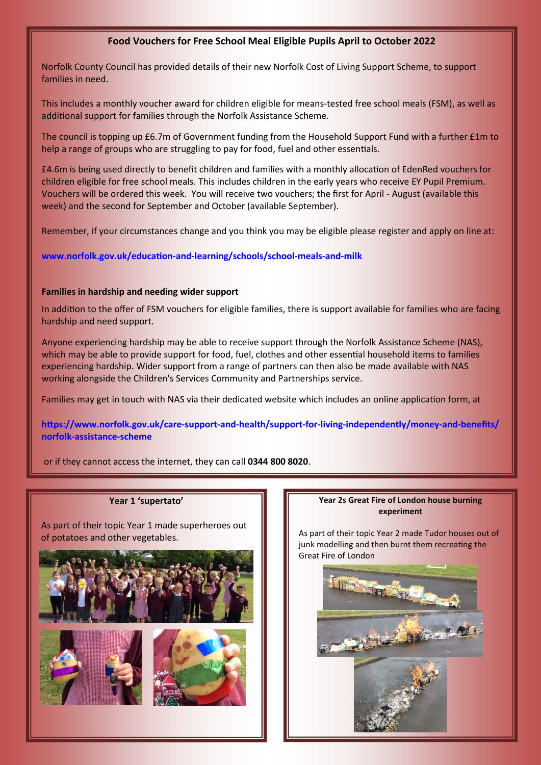## Food Vouchers for Free School Meal Eligible Pupils April to October 2022

Norfolk County Council has provided details of their new Norfolk Cost of Living Support Scheme, to support families in need.

This includes a monthly voucher award for children eligible for means-tested free school meals (FSM), as well as additional support for families through the Norfolk Assistance Scheme.

The council is topping up £6.7m of Government funding from the Household Support Fund with a further £1m to help a range of groups who are struggling to pay for food, fuel and other essentials.

£4.6m is being used directly to benefit children and families with a monthly allocation of EdenRed vouchers for children eligible for free school meals. This includes children in the early years who receive EY Pupil Premium. Vouchers will be ordered this week. You will receive two vouchers; the first for April - August (available this week) and the second for September and October (available September).

Remember, if your circumstances change and you think you may be eligible please register and apply on line at:

**www.norfolk.gov.uk/education-and-learning/schools/school-meals-and-milk**

**Families in hardship and needing wider support**

In addition to the offer of FSM vouchers for eligible families, there is support available for families who are facing hardship and need support.

Anyone experiencing hardship may be able to receive support through the Norfolk Assistance Scheme (NAS), which may be able to provide support for food, fuel, clothes and other essential household items to families experiencing hardship. Wider support from a range of partners can then also be made available with NAS working alongside the Children's Services Community and Partnerships service.

Families may get in touch with NAS via their dedicated website which includes an online application form, at

**https://www.norfolk.gov.uk/care-support-and-health/support-for-living-independently/money-and-benefits/norfolk-assistance-scheme**

or if they cannot access the internet, they can call **0344 800 8020**.

### Year 1 'supertato'

As part of their topic Year 1 made superheroes out of potatoes and other vegetables.

### Year 2s Great Fire of London house burning experiment

As part of their topic Year 2 made Tudor houses out of junk modelling and then burnt them recreating the Great Fire of London